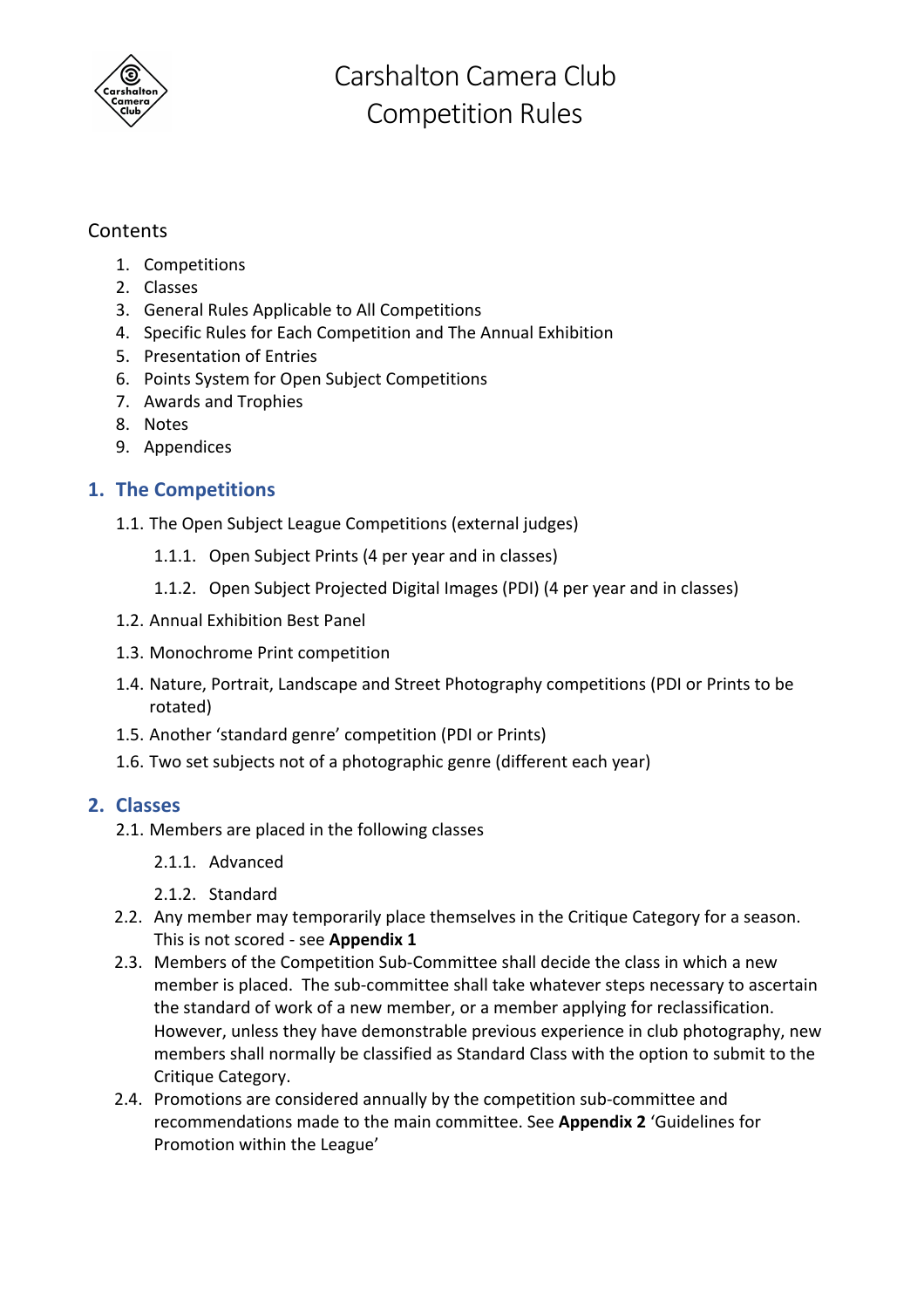# Carshalton Camera Club
# Competition Rules

Contents

1. Competitions
2. Classes
3. General Rules Applicable to All Competitions
4. Specific Rules for Each Competition and The Annual Exhibition
5. Presentation of Entries
6. Points System for Open Subject Competitions
7. Awards and Trophies
8. Notes
9. Appendices

## 1. The Competitions

1.1. The Open Subject League Competitions (external judges)

1.1.1. Open Subject Prints (4 per year and in classes)

1.1.2. Open Subject Projected Digital Images (PDI) (4 per year and in classes)

1.2. Annual Exhibition Best Panel

1.3. Monochrome Print competition

1.4. Nature, Portrait, Landscape and Street Photography competitions (PDI or Prints to be rotated)

1.5. Another 'standard genre' competition (PDI or Prints)

1.6. Two set subjects not of a photographic genre (different each year)

## 2. Classes

2.1. Members are placed in the following classes

2.1.1. Advanced

2.1.2. Standard

2.2. Any member may temporarily place themselves in the Critique Category for a season. This is not scored - see **Appendix 1**

2.3. Members of the Competition Sub-Committee shall decide the class in which a new member is placed. The sub-committee shall take whatever steps necessary to ascertain the standard of work of a new member, or a member applying for reclassification. However, unless they have demonstrable previous experience in club photography, new members shall normally be classified as Standard Class with the option to submit to the Critique Category.

2.4. Promotions are considered annually by the competition sub-committee and recommendations made to the main committee. See **Appendix 2** 'Guidelines for Promotion within the League'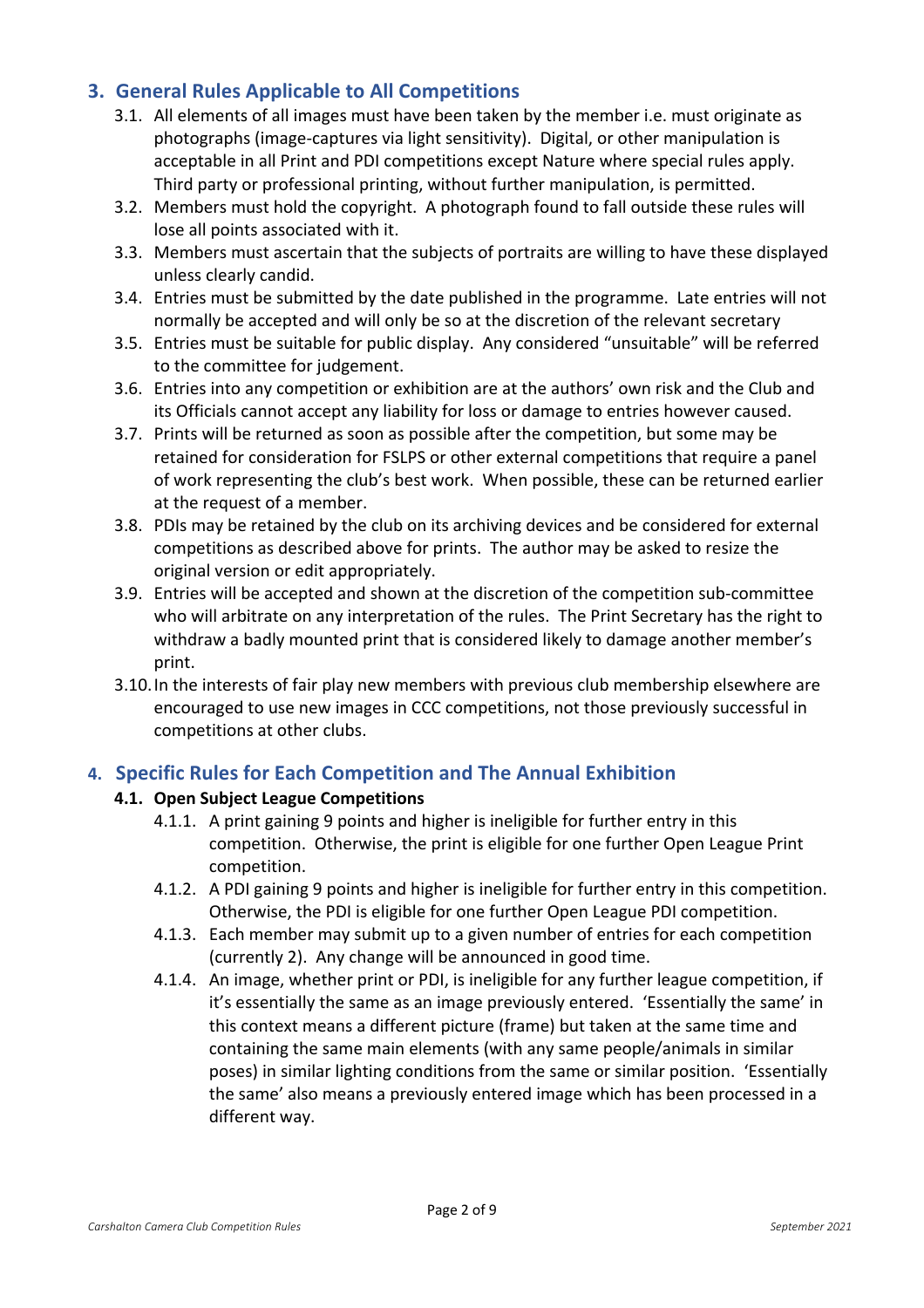## 3. General Rules Applicable to All Competitions

3.1. All elements of all images must have been taken by the member i.e. must originate as photographs (image-captures via light sensitivity). Digital, or other manipulation is acceptable in all Print and PDI competitions except Nature where special rules apply. Third party or professional printing, without further manipulation, is permitted.

3.2. Members must hold the copyright. A photograph found to fall outside these rules will lose all points associated with it.

3.3. Members must ascertain that the subjects of portraits are willing to have these displayed unless clearly candid.

3.4. Entries must be submitted by the date published in the programme. Late entries will not normally be accepted and will only be so at the discretion of the relevant secretary

3.5. Entries must be suitable for public display. Any considered "unsuitable" will be referred to the committee for judgement.

3.6. Entries into any competition or exhibition are at the authors' own risk and the Club and its Officials cannot accept any liability for loss or damage to entries however caused.

3.7. Prints will be returned as soon as possible after the competition, but some may be retained for consideration for FSLPS or other external competitions that require a panel of work representing the club's best work. When possible, these can be returned earlier at the request of a member.

3.8. PDIs may be retained by the club on its archiving devices and be considered for external competitions as described above for prints. The author may be asked to resize the original version or edit appropriately.

3.9. Entries will be accepted and shown at the discretion of the competition sub-committee who will arbitrate on any interpretation of the rules. The Print Secretary has the right to withdraw a badly mounted print that is considered likely to damage another member's print.

3.10. In the interests of fair play new members with previous club membership elsewhere are encouraged to use new images in CCC competitions, not those previously successful in competitions at other clubs.

## 4. Specific Rules for Each Competition and The Annual Exhibition

### 4.1. Open Subject League Competitions

4.1.1. A print gaining 9 points and higher is ineligible for further entry in this competition. Otherwise, the print is eligible for one further Open League Print competition.

4.1.2. A PDI gaining 9 points and higher is ineligible for further entry in this competition. Otherwise, the PDI is eligible for one further Open League PDI competition.

4.1.3. Each member may submit up to a given number of entries for each competition (currently 2). Any change will be announced in good time.

4.1.4. An image, whether print or PDI, is ineligible for any further league competition, if it's essentially the same as an image previously entered. 'Essentially the same' in this context means a different picture (frame) but taken at the same time and containing the same main elements (with any same people/animals in similar poses) in similar lighting conditions from the same or similar position. 'Essentially the same' also means a previously entered image which has been processed in a different way.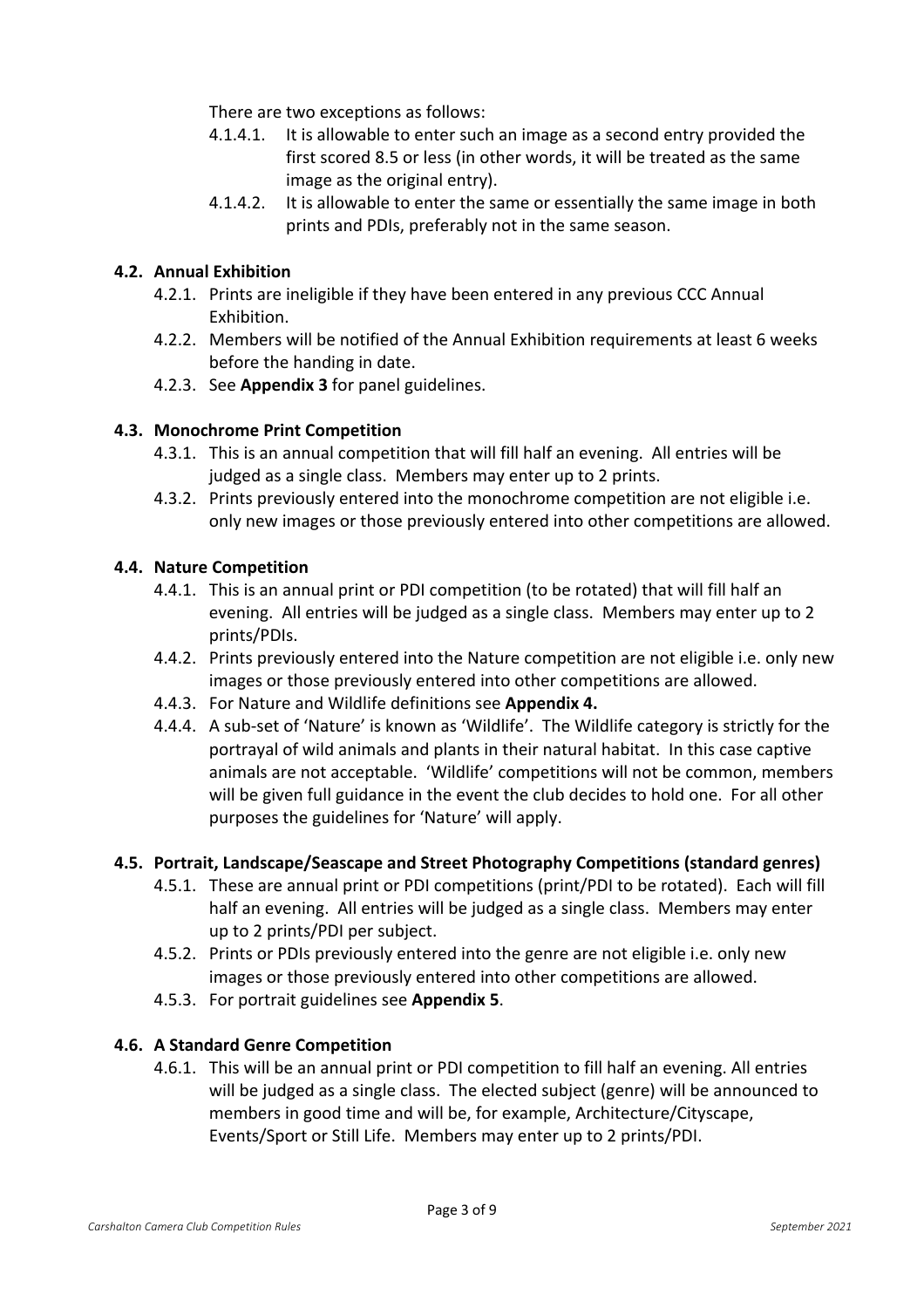There are two exceptions as follows:

- 4.1.4.1. It is allowable to enter such an image as a second entry provided the first scored 8.5 or less (in other words, it will be treated as the same image as the original entry).
- 4.1.4.2. It is allowable to enter the same or essentially the same image in both prints and PDIs, preferably not in the same season.

### 4.2. Annual Exhibition

- 4.2.1. Prints are ineligible if they have been entered in any previous CCC Annual Exhibition.
- 4.2.2. Members will be notified of the Annual Exhibition requirements at least 6 weeks before the handing in date.
- 4.2.3. See **Appendix 3** for panel guidelines.

### 4.3. Monochrome Print Competition

- 4.3.1. This is an annual competition that will fill half an evening. All entries will be judged as a single class. Members may enter up to 2 prints.
- 4.3.2. Prints previously entered into the monochrome competition are not eligible i.e. only new images or those previously entered into other competitions are allowed.

### 4.4. Nature Competition

- 4.4.1. This is an annual print or PDI competition (to be rotated) that will fill half an evening. All entries will be judged as a single class. Members may enter up to 2 prints/PDIs.
- 4.4.2. Prints previously entered into the Nature competition are not eligible i.e. only new images or those previously entered into other competitions are allowed.
- 4.4.3. For Nature and Wildlife definitions see **Appendix 4.**
- 4.4.4. A sub-set of 'Nature' is known as 'Wildlife'. The Wildlife category is strictly for the portrayal of wild animals and plants in their natural habitat. In this case captive animals are not acceptable. 'Wildlife' competitions will not be common, members will be given full guidance in the event the club decides to hold one. For all other purposes the guidelines for 'Nature' will apply.

### 4.5. Portrait, Landscape/Seascape and Street Photography Competitions (standard genres)

- 4.5.1. These are annual print or PDI competitions (print/PDI to be rotated). Each will fill half an evening. All entries will be judged as a single class. Members may enter up to 2 prints/PDI per subject.
- 4.5.2. Prints or PDIs previously entered into the genre are not eligible i.e. only new images or those previously entered into other competitions are allowed.
- 4.5.3. For portrait guidelines see **Appendix 5**.

### 4.6. A Standard Genre Competition

- 4.6.1. This will be an annual print or PDI competition to fill half an evening. All entries will be judged as a single class. The elected subject (genre) will be announced to members in good time and will be, for example, Architecture/Cityscape, Events/Sport or Still Life. Members may enter up to 2 prints/PDI.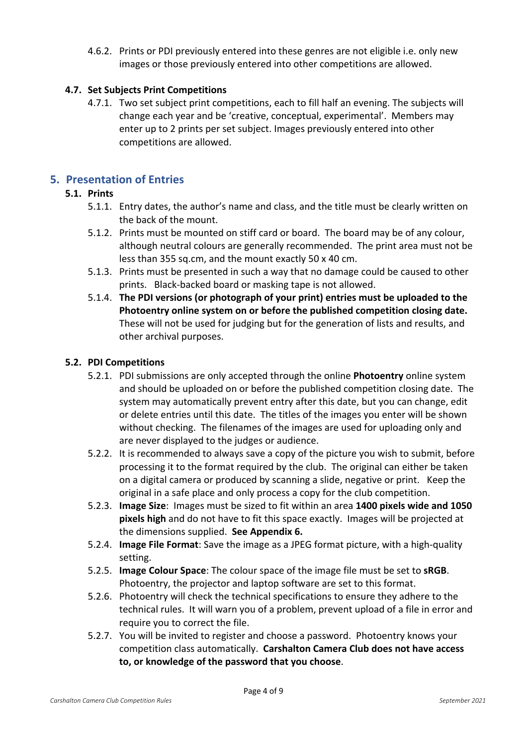4.6.2. Prints or PDI previously entered into these genres are not eligible i.e. only new images or those previously entered into other competitions are allowed.

### 4.7. Set Subjects Print Competitions

4.7.1. Two set subject print competitions, each to fill half an evening. The subjects will change each year and be 'creative, conceptual, experimental'. Members may enter up to 2 prints per set subject. Images previously entered into other competitions are allowed.

## 5. Presentation of Entries

### 5.1. Prints

5.1.1. Entry dates, the author's name and class, and the title must be clearly written on the back of the mount.

5.1.2. Prints must be mounted on stiff card or board. The board may be of any colour, although neutral colours are generally recommended. The print area must not be less than 355 sq.cm, and the mount exactly 50 x 40 cm.

5.1.3. Prints must be presented in such a way that no damage could be caused to other prints. Black-backed board or masking tape is not allowed.

5.1.4. **The PDI versions (or photograph of your print) entries must be uploaded to the Photoentry online system on or before the published competition closing date.** These will not be used for judging but for the generation of lists and results, and other archival purposes.

### 5.2. PDI Competitions

5.2.1. PDI submissions are only accepted through the online **Photoentry** online system and should be uploaded on or before the published competition closing date. The system may automatically prevent entry after this date, but you can change, edit or delete entries until this date. The titles of the images you enter will be shown without checking. The filenames of the images are used for uploading only and are never displayed to the judges or audience.

5.2.2. It is recommended to always save a copy of the picture you wish to submit, before processing it to the format required by the club. The original can either be taken on a digital camera or produced by scanning a slide, negative or print. Keep the original in a safe place and only process a copy for the club competition.

5.2.3. **Image Size**: Images must be sized to fit within an area **1400 pixels wide and 1050 pixels high** and do not have to fit this space exactly. Images will be projected at the dimensions supplied. **See Appendix 6.**

5.2.4. **Image File Format**: Save the image as a JPEG format picture, with a high-quality setting.

5.2.5. **Image Colour Space**: The colour space of the image file must be set to **sRGB**. Photoentry, the projector and laptop software are set to this format.

5.2.6. Photoentry will check the technical specifications to ensure they adhere to the technical rules. It will warn you of a problem, prevent upload of a file in error and require you to correct the file.

5.2.7. You will be invited to register and choose a password. Photoentry knows your competition class automatically. **Carshalton Camera Club does not have access to, or knowledge of the password that you choose**.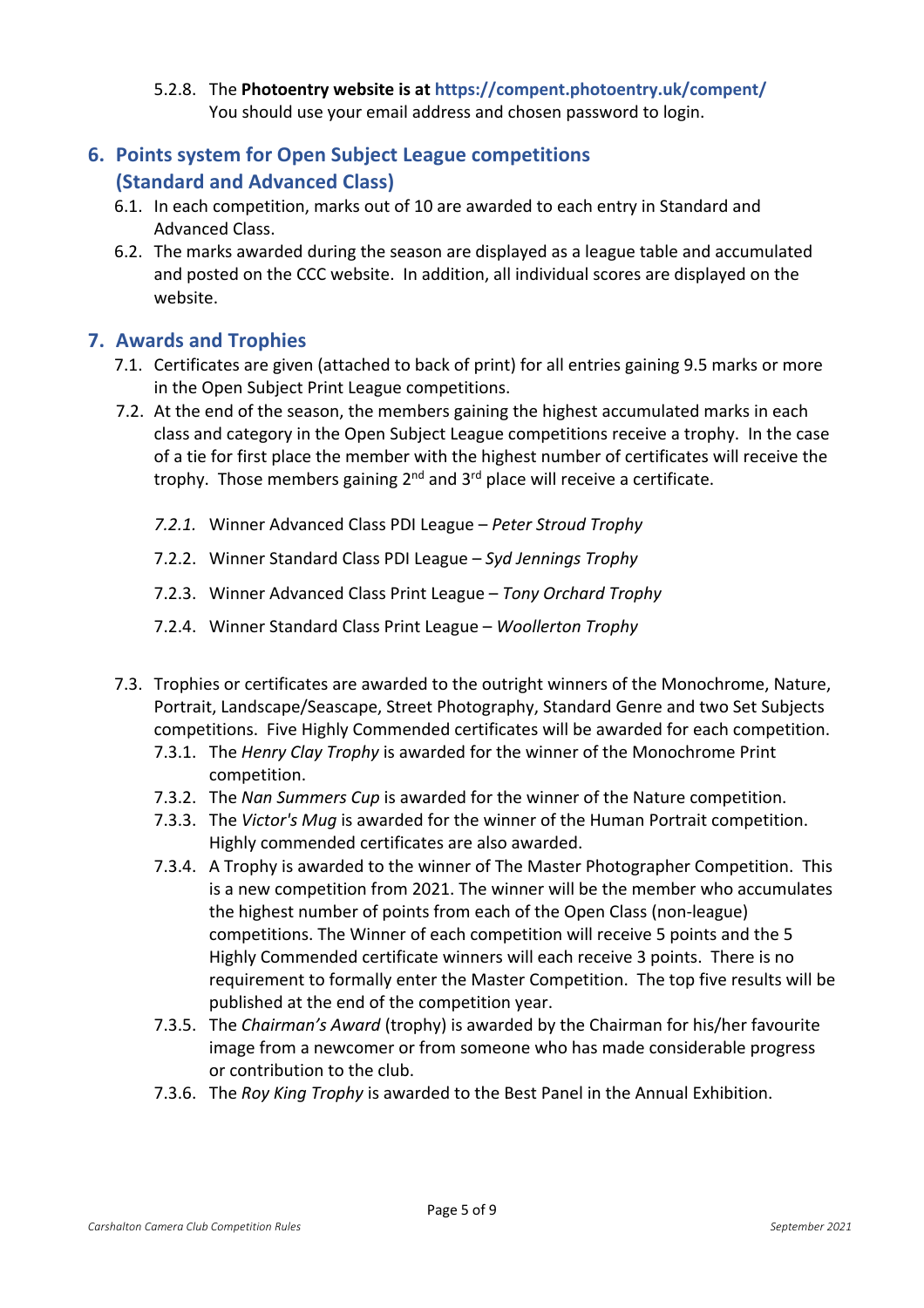5.2.8. The **Photoentry website is at https://compent.photoentry.uk/compent/**
You should use your email address and chosen password to login.

## 6. Points system for Open Subject League competitions (Standard and Advanced Class)

6.1. In each competition, marks out of 10 are awarded to each entry in Standard and Advanced Class.

6.2. The marks awarded during the season are displayed as a league table and accumulated and posted on the CCC website. In addition, all individual scores are displayed on the website.

## 7. Awards and Trophies

7.1. Certificates are given (attached to back of print) for all entries gaining 9.5 marks or more in the Open Subject Print League competitions.

7.2. At the end of the season, the members gaining the highest accumulated marks in each class and category in the Open Subject League competitions receive a trophy. In the case of a tie for first place the member with the highest number of certificates will receive the trophy. Those members gaining 2nd and 3rd place will receive a certificate.

*7.2.1.* Winner Advanced Class PDI League – *Peter Stroud Trophy*

7.2.2. Winner Standard Class PDI League – *Syd Jennings Trophy*

7.2.3. Winner Advanced Class Print League – *Tony Orchard Trophy*

7.2.4. Winner Standard Class Print League – *Woollerton Trophy*

7.3. Trophies or certificates are awarded to the outright winners of the Monochrome, Nature, Portrait, Landscape/Seascape, Street Photography, Standard Genre and two Set Subjects competitions. Five Highly Commended certificates will be awarded for each competition.

7.3.1. The *Henry Clay Trophy* is awarded for the winner of the Monochrome Print competition.

7.3.2. The *Nan Summers Cup* is awarded for the winner of the Nature competition.

7.3.3. The *Victor's Mug* is awarded for the winner of the Human Portrait competition. Highly commended certificates are also awarded.

7.3.4. A Trophy is awarded to the winner of The Master Photographer Competition. This is a new competition from 2021. The winner will be the member who accumulates the highest number of points from each of the Open Class (non-league) competitions. The Winner of each competition will receive 5 points and the 5 Highly Commended certificate winners will each receive 3 points. There is no requirement to formally enter the Master Competition. The top five results will be published at the end of the competition year.

7.3.5. The *Chairman's Award* (trophy) is awarded by the Chairman for his/her favourite image from a newcomer or from someone who has made considerable progress or contribution to the club.

7.3.6. The *Roy King Trophy* is awarded to the Best Panel in the Annual Exhibition.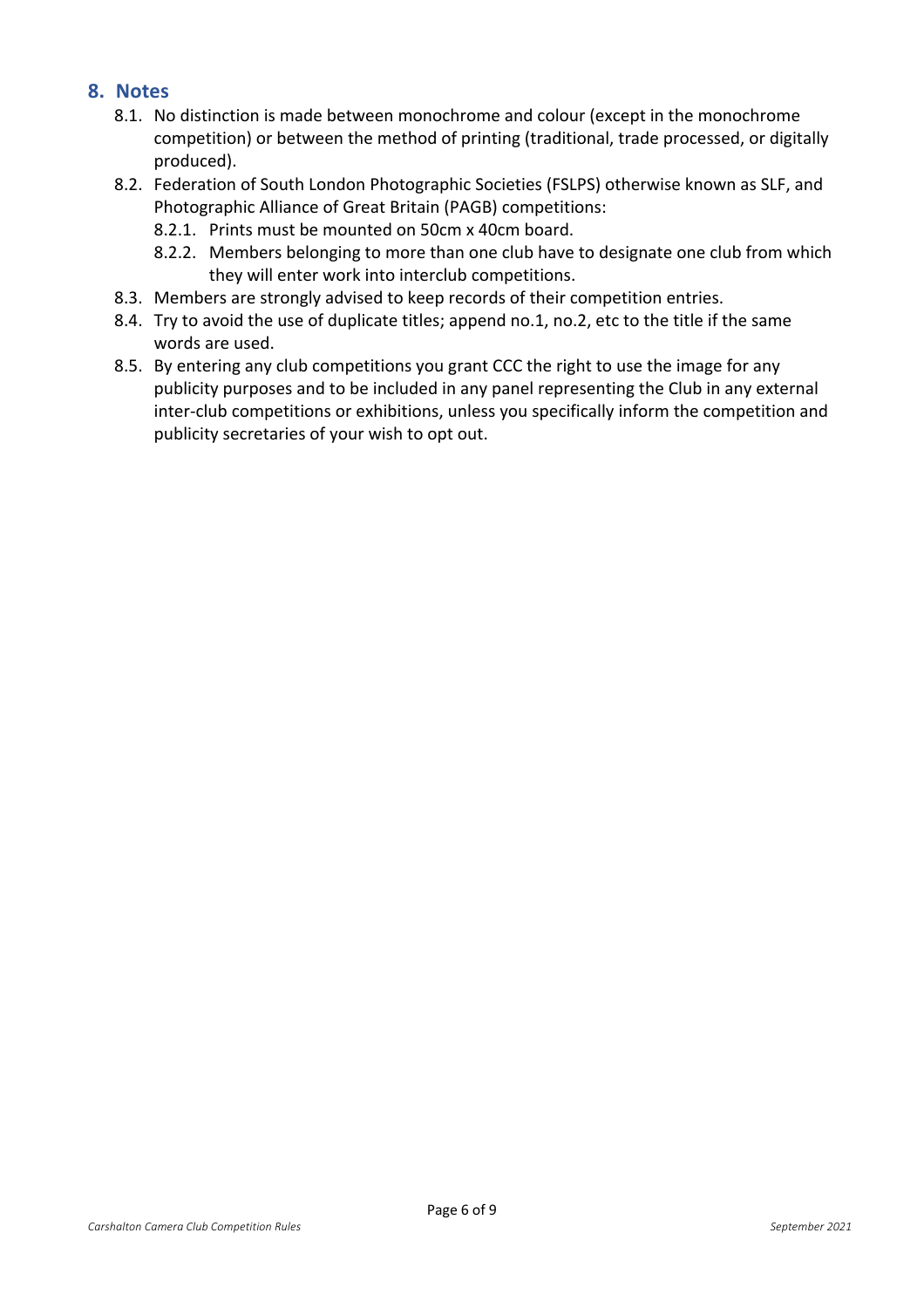## 8. Notes

8.1. No distinction is made between monochrome and colour (except in the monochrome competition) or between the method of printing (traditional, trade processed, or digitally produced).

8.2. Federation of South London Photographic Societies (FSLPS) otherwise known as SLF, and Photographic Alliance of Great Britain (PAGB) competitions:

8.2.1. Prints must be mounted on 50cm x 40cm board.

8.2.2. Members belonging to more than one club have to designate one club from which they will enter work into interclub competitions.

8.3. Members are strongly advised to keep records of their competition entries.

8.4. Try to avoid the use of duplicate titles; append no.1, no.2, etc to the title if the same words are used.

8.5. By entering any club competitions you grant CCC the right to use the image for any publicity purposes and to be included in any panel representing the Club in any external inter-club competitions or exhibitions, unless you specifically inform the competition and publicity secretaries of your wish to opt out.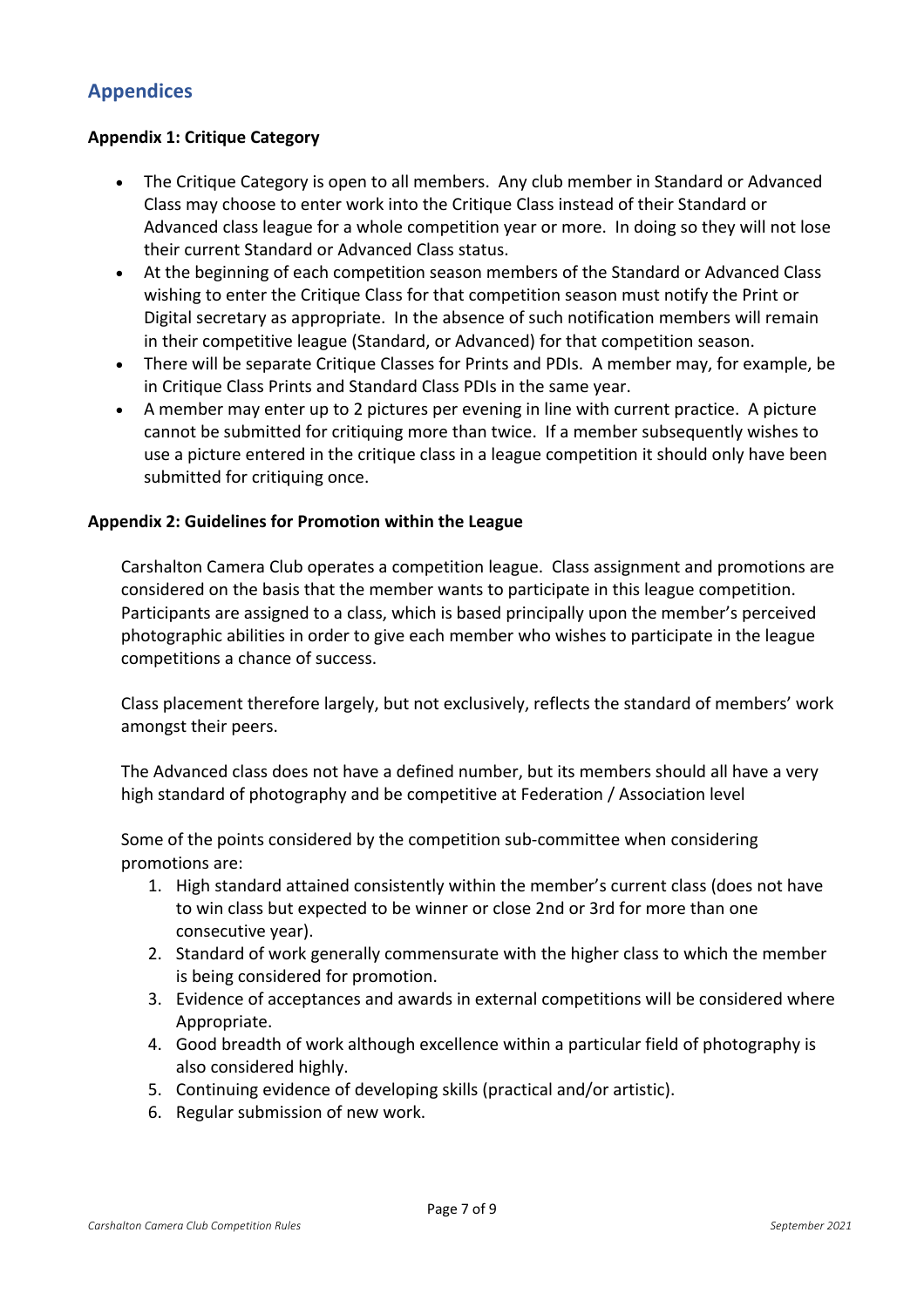## Appendices

### Appendix 1: Critique Category

- The Critique Category is open to all members. Any club member in Standard or Advanced Class may choose to enter work into the Critique Class instead of their Standard or Advanced class league for a whole competition year or more. In doing so they will not lose their current Standard or Advanced Class status.
- At the beginning of each competition season members of the Standard or Advanced Class wishing to enter the Critique Class for that competition season must notify the Print or Digital secretary as appropriate. In the absence of such notification members will remain in their competitive league (Standard, or Advanced) for that competition season.
- There will be separate Critique Classes for Prints and PDIs. A member may, for example, be in Critique Class Prints and Standard Class PDIs in the same year.
- A member may enter up to 2 pictures per evening in line with current practice. A picture cannot be submitted for critiquing more than twice. If a member subsequently wishes to use a picture entered in the critique class in a league competition it should only have been submitted for critiquing once.

### Appendix 2: Guidelines for Promotion within the League

Carshalton Camera Club operates a competition league. Class assignment and promotions are considered on the basis that the member wants to participate in this league competition. Participants are assigned to a class, which is based principally upon the member's perceived photographic abilities in order to give each member who wishes to participate in the league competitions a chance of success.

Class placement therefore largely, but not exclusively, reflects the standard of members' work amongst their peers.

The Advanced class does not have a defined number, but its members should all have a very high standard of photography and be competitive at Federation / Association level

Some of the points considered by the competition sub-committee when considering promotions are:

1. High standard attained consistently within the member's current class (does not have to win class but expected to be winner or close 2nd or 3rd for more than one consecutive year).
2. Standard of work generally commensurate with the higher class to which the member is being considered for promotion.
3. Evidence of acceptances and awards in external competitions will be considered where Appropriate.
4. Good breadth of work although excellence within a particular field of photography is also considered highly.
5. Continuing evidence of developing skills (practical and/or artistic).
6. Regular submission of new work.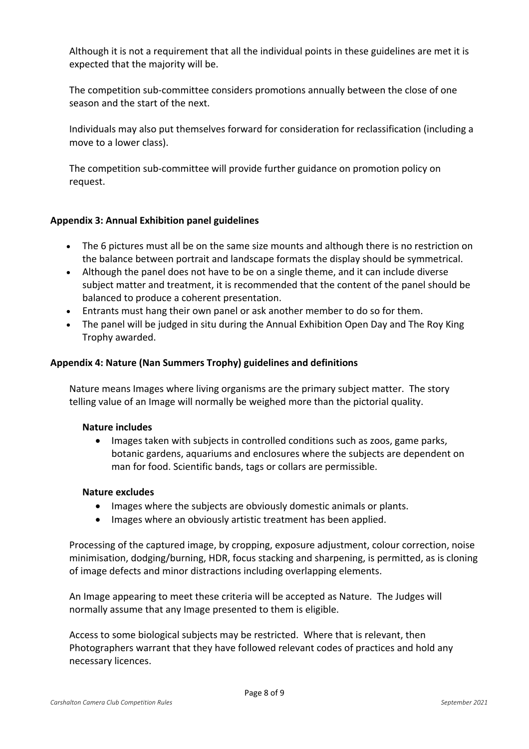Although it is not a requirement that all the individual points in these guidelines are met it is expected that the majority will be.

The competition sub-committee considers promotions annually between the close of one season and the start of the next.

Individuals may also put themselves forward for consideration for reclassification (including a move to a lower class).

The competition sub-committee will provide further guidance on promotion policy on request.

**Appendix 3: Annual Exhibition panel guidelines**

- The 6 pictures must all be on the same size mounts and although there is no restriction on the balance between portrait and landscape formats the display should be symmetrical.
- Although the panel does not have to be on a single theme, and it can include diverse subject matter and treatment, it is recommended that the content of the panel should be balanced to produce a coherent presentation.
- Entrants must hang their own panel or ask another member to do so for them.
- The panel will be judged in situ during the Annual Exhibition Open Day and The Roy King Trophy awarded.

**Appendix 4: Nature (Nan Summers Trophy) guidelines and definitions**

Nature means Images where living organisms are the primary subject matter. The story telling value of an Image will normally be weighed more than the pictorial quality.

**Nature includes**

- Images taken with subjects in controlled conditions such as zoos, game parks, botanic gardens, aquariums and enclosures where the subjects are dependent on man for food. Scientific bands, tags or collars are permissible.

**Nature excludes**

- Images where the subjects are obviously domestic animals or plants.
- Images where an obviously artistic treatment has been applied.

Processing of the captured image, by cropping, exposure adjustment, colour correction, noise minimisation, dodging/burning, HDR, focus stacking and sharpening, is permitted, as is cloning of image defects and minor distractions including overlapping elements.

An Image appearing to meet these criteria will be accepted as Nature. The Judges will normally assume that any Image presented to them is eligible.

Access to some biological subjects may be restricted. Where that is relevant, then Photographers warrant that they have followed relevant codes of practices and hold any necessary licences.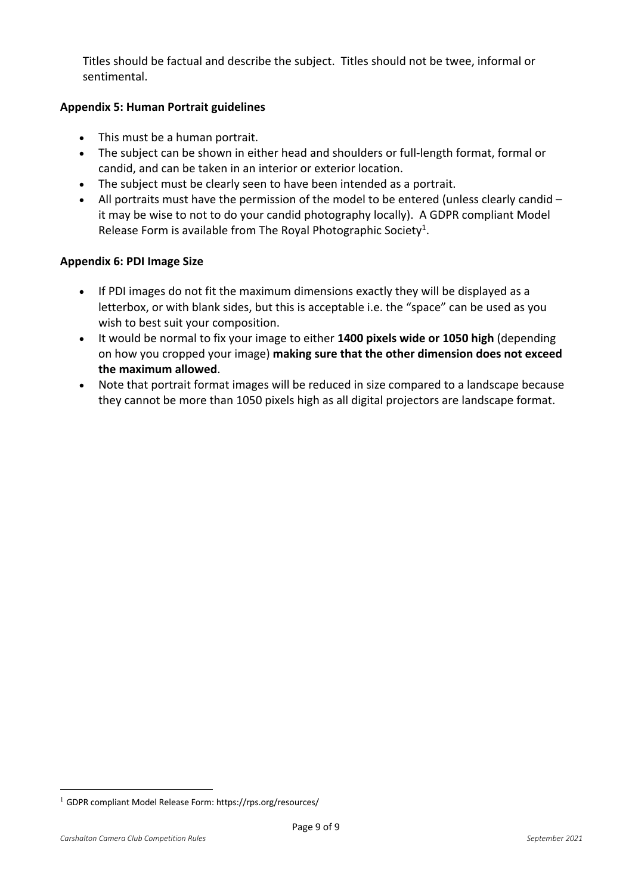Titles should be factual and describe the subject. Titles should not be twee, informal or sentimental.

**Appendix 5: Human Portrait guidelines**

- This must be a human portrait.
- The subject can be shown in either head and shoulders or full-length format, formal or candid, and can be taken in an interior or exterior location.
- The subject must be clearly seen to have been intended as a portrait.
- All portraits must have the permission of the model to be entered (unless clearly candid – it may be wise to not to do your candid photography locally). A GDPR compliant Model Release Form is available from The Royal Photographic Society[1].

**Appendix 6: PDI Image Size**

- If PDI images do not fit the maximum dimensions exactly they will be displayed as a letterbox, or with blank sides, but this is acceptable i.e. the "space" can be used as you wish to best suit your composition.
- It would be normal to fix your image to either **1400 pixels wide or 1050 high** (depending on how you cropped your image) **making sure that the other dimension does not exceed the maximum allowed**.
- Note that portrait format images will be reduced in size compared to a landscape because they cannot be more than 1050 pixels high as all digital projectors are landscape format.

[1] GDPR compliant Model Release Form: https://rps.org/resources/